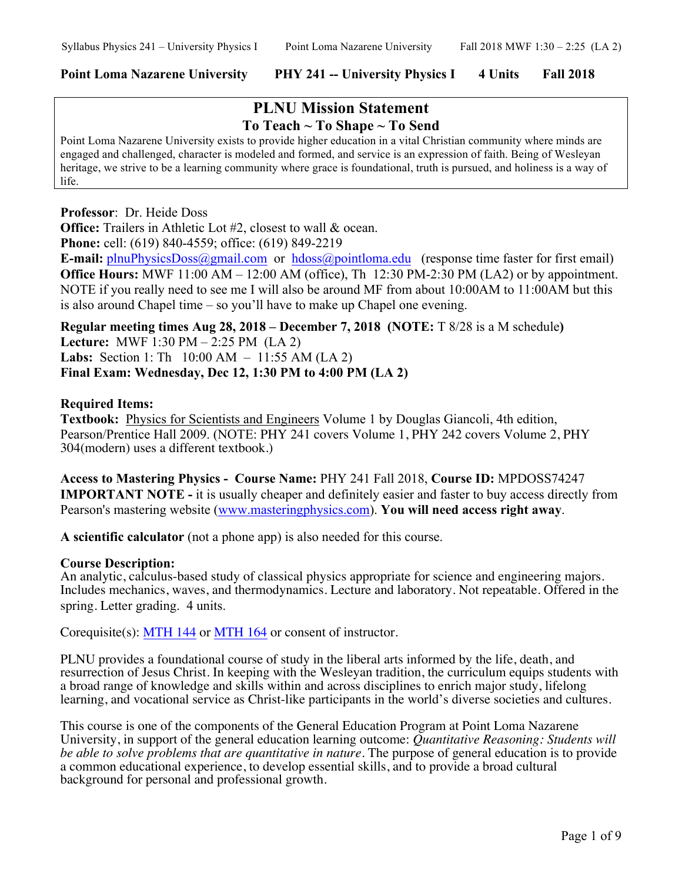**Point Loma Nazarene University PHY 241 -- University Physics I 4 Units Fall 2018**

## PLNU Mission Statement

### To Teach ~ To Shape ~ To Send

Point Loma Nazarene University exists to provide higher education in a vital Christian community where minds are engaged and challenged, character is modeled and formed, and service is an expression of faith. Being of Wesleyan heritage, we strive to be a learning community where grace is foundational, truth is pursued, and holiness is a way of life.

**Professor**: Dr. Heide Doss
**Office:** Trailers in Athletic Lot #2, closest to wall & ocean.
**Phone:** cell: (619) 840-4559; office: (619) 849-2219
**E-mail:** plnuPhysicsDoss@gmail.com or hdoss@pointloma.edu (response time faster for first email)
**Office Hours:** MWF 11:00 AM – 12:00 AM (office), Th 12:30 PM-2:30 PM (LA2) or by appointment. NOTE if you really need to see me I will also be around MF from about 10:00AM to 11:00AM but this is also around Chapel time – so you'll have to make up Chapel one evening.

**Regular meeting times Aug 28, 2018 – December 7, 2018 (NOTE:** T 8/28 is a M schedule**)**
**Lecture:** MWF 1:30 PM – 2:25 PM (LA 2)
**Labs:** Section 1: Th 10:00 AM – 11:55 AM (LA 2)
**Final Exam: Wednesday, Dec 12, 1:30 PM to 4:00 PM (LA 2)**

**Required Items:**
**Textbook:** Physics for Scientists and Engineers Volume 1 by Douglas Giancoli, 4th edition, Pearson/Prentice Hall 2009. (NOTE: PHY 241 covers Volume 1, PHY 242 covers Volume 2, PHY 304(modern) uses a different textbook.)

**Access to Mastering Physics - Course Name:** PHY 241 Fall 2018, **Course ID:** MPDOSS74247
**IMPORTANT NOTE -** it is usually cheaper and definitely easier and faster to buy access directly from Pearson's mastering website (www.masteringphysics.com). **You will need access right away**.

**A scientific calculator** (not a phone app) is also needed for this course.

**Course Description:**
An analytic, calculus-based study of classical physics appropriate for science and engineering majors. Includes mechanics, waves, and thermodynamics. Lecture and laboratory. Not repeatable. Offered in the spring. Letter grading. 4 units.

Corequisite(s): MTH 144 or MTH 164 or consent of instructor.

PLNU provides a foundational course of study in the liberal arts informed by the life, death, and resurrection of Jesus Christ. In keeping with the Wesleyan tradition, the curriculum equips students with a broad range of knowledge and skills within and across disciplines to enrich major study, lifelong learning, and vocational service as Christ-like participants in the world's diverse societies and cultures.

This course is one of the components of the General Education Program at Point Loma Nazarene University, in support of the general education learning outcome: *Quantitative Reasoning: Students will be able to solve problems that are quantitative in nature*. The purpose of general education is to provide a common educational experience, to develop essential skills, and to provide a broad cultural background for personal and professional growth.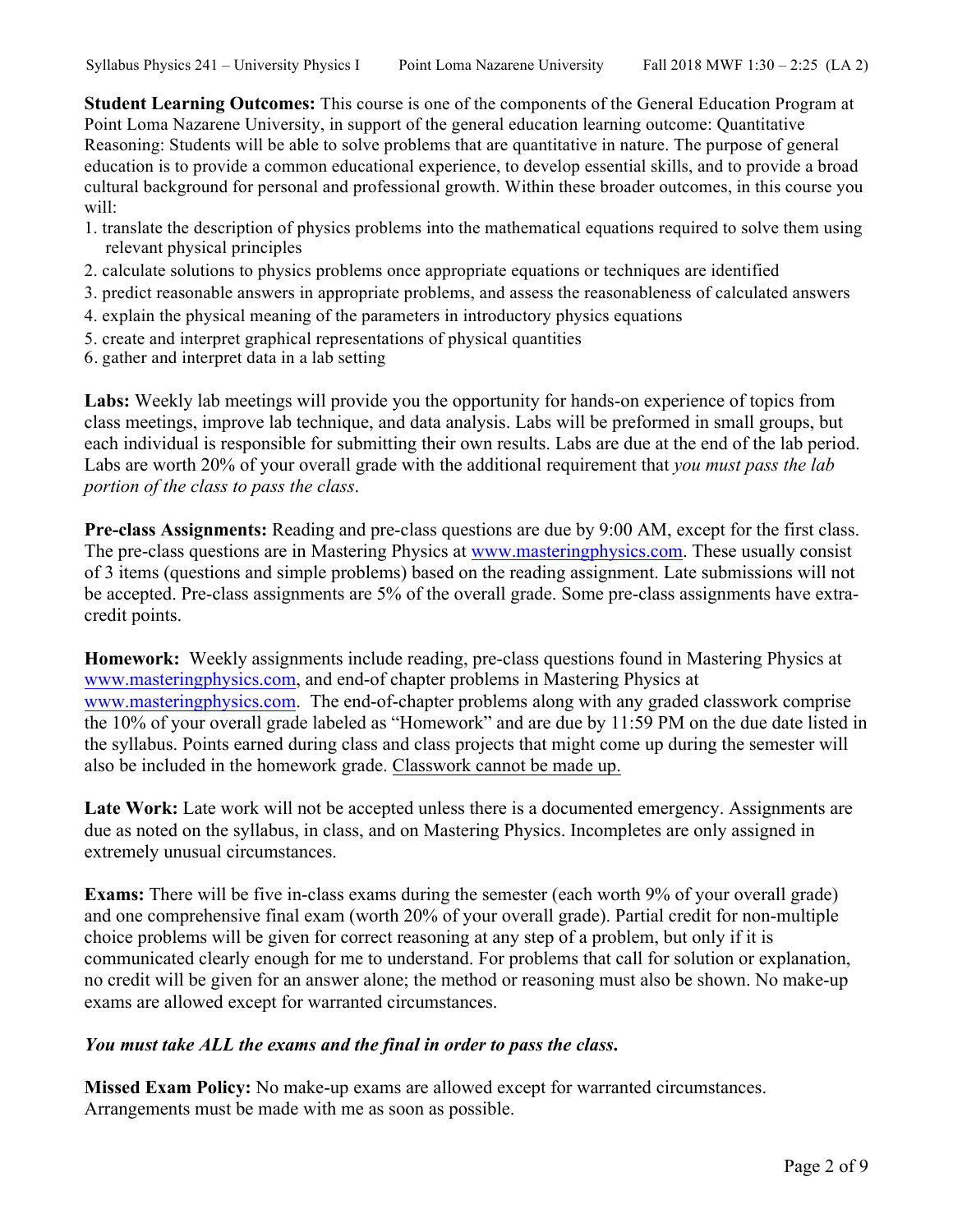**Student Learning Outcomes:** This course is one of the components of the General Education Program at Point Loma Nazarene University, in support of the general education learning outcome: Quantitative Reasoning: Students will be able to solve problems that are quantitative in nature. The purpose of general education is to provide a common educational experience, to develop essential skills, and to provide a broad cultural background for personal and professional growth. Within these broader outcomes, in this course you will:

1. translate the description of physics problems into the mathematical equations required to solve them using relevant physical principles
2. calculate solutions to physics problems once appropriate equations or techniques are identified
3. predict reasonable answers in appropriate problems, and assess the reasonableness of calculated answers
4. explain the physical meaning of the parameters in introductory physics equations
5. create and interpret graphical representations of physical quantities
6. gather and interpret data in a lab setting

**Labs:** Weekly lab meetings will provide you the opportunity for hands-on experience of topics from class meetings, improve lab technique, and data analysis. Labs will be preformed in small groups, but each individual is responsible for submitting their own results. Labs are due at the end of the lab period. Labs are worth 20% of your overall grade with the additional requirement that *you must pass the lab portion of the class to pass the class*.

**Pre-class Assignments:** Reading and pre-class questions are due by 9:00 AM, except for the first class. The pre-class questions are in Mastering Physics at www.masteringphysics.com. These usually consist of 3 items (questions and simple problems) based on the reading assignment. Late submissions will not be accepted. Pre-class assignments are 5% of the overall grade. Some pre-class assignments have extra-credit points.

**Homework:** Weekly assignments include reading, pre-class questions found in Mastering Physics at www.masteringphysics.com, and end-of chapter problems in Mastering Physics at www.masteringphysics.com. The end-of-chapter problems along with any graded classwork comprise the 10% of your overall grade labeled as "Homework" and are due by 11:59 PM on the due date listed in the syllabus. Points earned during class and class projects that might come up during the semester will also be included in the homework grade. Classwork cannot be made up.

**Late Work:** Late work will not be accepted unless there is a documented emergency. Assignments are due as noted on the syllabus, in class, and on Mastering Physics. Incompletes are only assigned in extremely unusual circumstances.

**Exams:** There will be five in-class exams during the semester (each worth 9% of your overall grade) and one comprehensive final exam (worth 20% of your overall grade). Partial credit for non-multiple choice problems will be given for correct reasoning at any step of a problem, but only if it is communicated clearly enough for me to understand. For problems that call for solution or explanation, no credit will be given for an answer alone; the method or reasoning must also be shown. No make-up exams are allowed except for warranted circumstances.

***You must take ALL the exams and the final in order to pass the class.***

**Missed Exam Policy:** No make-up exams are allowed except for warranted circumstances. Arrangements must be made with me as soon as possible.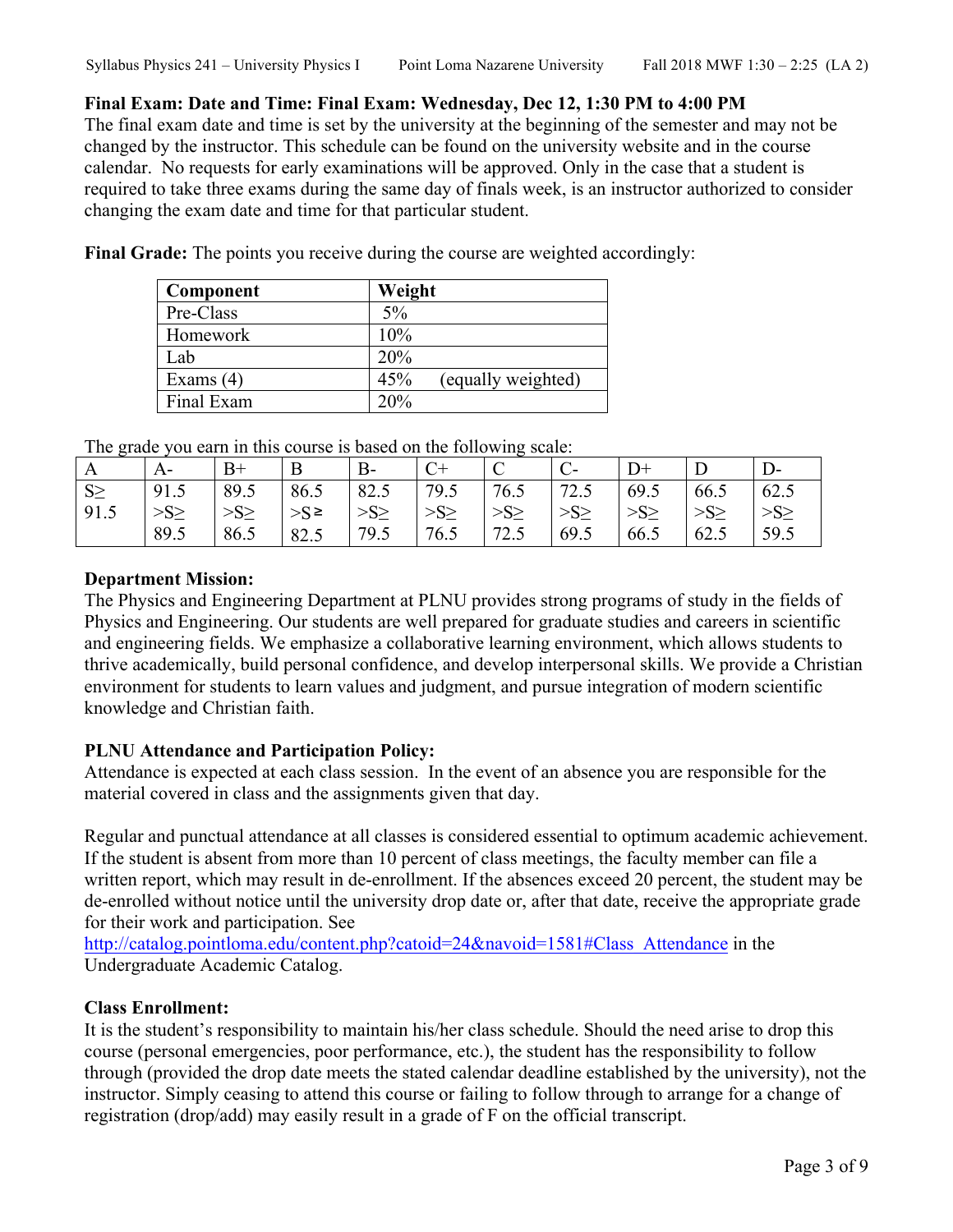**Final Exam: Date and Time: Final Exam: Wednesday, Dec 12, 1:30 PM to 4:00 PM**
The final exam date and time is set by the university at the beginning of the semester and may not be changed by the instructor. This schedule can be found on the university website and in the course calendar. No requests for early examinations will be approved. Only in the case that a student is required to take three exams during the same day of finals week, is an instructor authorized to consider changing the exam date and time for that particular student.

**Final Grade:** The points you receive during the course are weighted accordingly:

| Component | Weight |
|---|---|
| Pre-Class | 5% |
| Homework | 10% |
| Lab | 20% |
| Exams (4) | 45% (equally weighted) |
| Final Exam | 20% |

The grade you earn in this course is based on the following scale:

| A | A- | B+ | B | B- | C+ | C | C- | D+ | D | D- |
|---|---|---|---|---|---|---|---|---|---|---|
| S≥ 91.5 | 91.5 >S≥ 89.5 | 89.5 >S≥ 86.5 | 86.5 >S≥ 82.5 | 82.5 >S≥ 79.5 | 79.5 >S≥ 76.5 | 76.5 >S≥ 72.5 | 72.5 >S≥ 69.5 | 69.5 >S≥ 66.5 | 66.5 >S≥ 62.5 | 62.5 >S≥ 59.5 |

**Department Mission:**
The Physics and Engineering Department at PLNU provides strong programs of study in the fields of Physics and Engineering. Our students are well prepared for graduate studies and careers in scientific and engineering fields. We emphasize a collaborative learning environment, which allows students to thrive academically, build personal confidence, and develop interpersonal skills. We provide a Christian environment for students to learn values and judgment, and pursue integration of modern scientific knowledge and Christian faith.

**PLNU Attendance and Participation Policy:**
Attendance is expected at each class session. In the event of an absence you are responsible for the material covered in class and the assignments given that day.

Regular and punctual attendance at all classes is considered essential to optimum academic achievement. If the student is absent from more than 10 percent of class meetings, the faculty member can file a written report, which may result in de-enrollment. If the absences exceed 20 percent, the student may be de-enrolled without notice until the university drop date or, after that date, receive the appropriate grade for their work and participation. See http://catalog.pointloma.edu/content.php?catoid=24&navoid=1581#Class_Attendance in the Undergraduate Academic Catalog.

**Class Enrollment:**
It is the student's responsibility to maintain his/her class schedule. Should the need arise to drop this course (personal emergencies, poor performance, etc.), the student has the responsibility to follow through (provided the drop date meets the stated calendar deadline established by the university), not the instructor. Simply ceasing to attend this course or failing to follow through to arrange for a change of registration (drop/add) may easily result in a grade of F on the official transcript.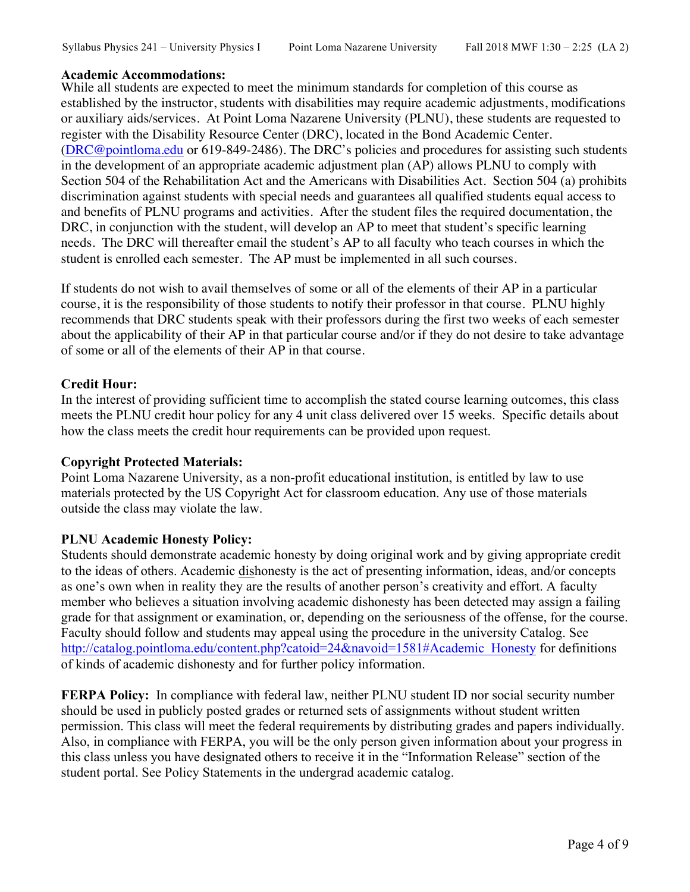**Academic Accommodations:**
While all students are expected to meet the minimum standards for completion of this course as established by the instructor, students with disabilities may require academic adjustments, modifications or auxiliary aids/services. At Point Loma Nazarene University (PLNU), these students are requested to register with the Disability Resource Center (DRC), located in the Bond Academic Center. (DRC@pointloma.edu or 619-849-2486). The DRC's policies and procedures for assisting such students in the development of an appropriate academic adjustment plan (AP) allows PLNU to comply with Section 504 of the Rehabilitation Act and the Americans with Disabilities Act. Section 504 (a) prohibits discrimination against students with special needs and guarantees all qualified students equal access to and benefits of PLNU programs and activities. After the student files the required documentation, the DRC, in conjunction with the student, will develop an AP to meet that student's specific learning needs. The DRC will thereafter email the student's AP to all faculty who teach courses in which the student is enrolled each semester. The AP must be implemented in all such courses.

If students do not wish to avail themselves of some or all of the elements of their AP in a particular course, it is the responsibility of those students to notify their professor in that course. PLNU highly recommends that DRC students speak with their professors during the first two weeks of each semester about the applicability of their AP in that particular course and/or if they do not desire to take advantage of some or all of the elements of their AP in that course.

**Credit Hour:**
In the interest of providing sufficient time to accomplish the stated course learning outcomes, this class meets the PLNU credit hour policy for any 4 unit class delivered over 15 weeks. Specific details about how the class meets the credit hour requirements can be provided upon request.

**Copyright Protected Materials:**
Point Loma Nazarene University, as a non-profit educational institution, is entitled by law to use materials protected by the US Copyright Act for classroom education. Any use of those materials outside the class may violate the law.

**PLNU Academic Honesty Policy:**
Students should demonstrate academic honesty by doing original work and by giving appropriate credit to the ideas of others. Academic dishonesty is the act of presenting information, ideas, and/or concepts as one's own when in reality they are the results of another person's creativity and effort. A faculty member who believes a situation involving academic dishonesty has been detected may assign a failing grade for that assignment or examination, or, depending on the seriousness of the offense, for the course. Faculty should follow and students may appeal using the procedure in the university Catalog. See http://catalog.pointloma.edu/content.php?catoid=24&navoid=1581#Academic_Honesty for definitions of kinds of academic dishonesty and for further policy information.

**FERPA Policy:** In compliance with federal law, neither PLNU student ID nor social security number should be used in publicly posted grades or returned sets of assignments without student written permission. This class will meet the federal requirements by distributing grades and papers individually. Also, in compliance with FERPA, you will be the only person given information about your progress in this class unless you have designated others to receive it in the "Information Release" section of the student portal. See Policy Statements in the undergrad academic catalog.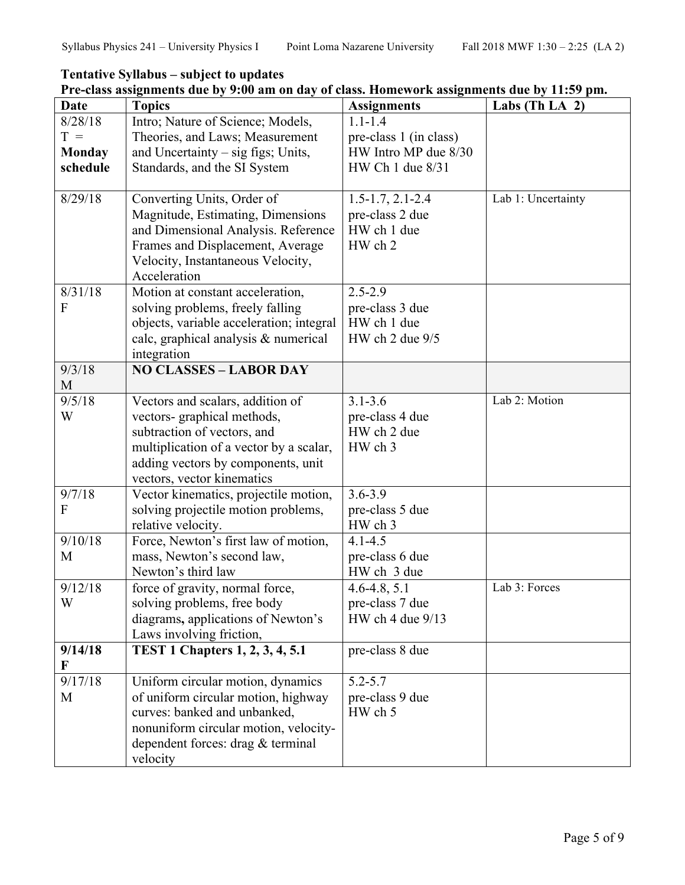**Tentative Syllabus – subject to updates**

**Pre-class assignments due by 9:00 am on day of class. Homework assignments due by 11:59 pm.**

| Date | Topics | Assignments | Labs (Th LA 2) |
|---|---|---|---|
| 8/28/18 T = **Monday schedule** | Intro; Nature of Science; Models, Theories, and Laws; Measurement and Uncertainty – sig figs; Units, Standards, and the SI System | 1.1-1.4 pre-class 1 (in class) HW Intro MP due 8/30 HW Ch 1 due 8/31 | |
| 8/29/18 | Converting Units, Order of Magnitude, Estimating, Dimensions and Dimensional Analysis. Reference Frames and Displacement, Average Velocity, Instantaneous Velocity, Acceleration | 1.5-1.7, 2.1-2.4 pre-class 2 due HW ch 1 due HW ch 2 | Lab 1: Uncertainty |
| 8/31/18 F | Motion at constant acceleration, solving problems, freely falling objects, variable acceleration; integral calc, graphical analysis & numerical integration | 2.5-2.9 pre-class 3 due HW ch 1 due HW ch 2 due 9/5 | |
| 9/3/18 M | **NO CLASSES – LABOR DAY** | | |
| 9/5/18 W | Vectors and scalars, addition of vectors- graphical methods, subtraction of vectors, and multiplication of a vector by a scalar, adding vectors by components, unit vectors, vector kinematics | 3.1-3.6 pre-class 4 due HW ch 2 due HW ch 3 | Lab 2: Motion |
| 9/7/18 F | Vector kinematics, projectile motion, solving projectile motion problems, relative velocity. | 3.6-3.9 pre-class 5 due HW ch 3 | |
| 9/10/18 M | Force, Newton's first law of motion, mass, Newton's second law, Newton's third law | 4.1-4.5 pre-class 6 due HW ch 3 due | |
| 9/12/18 W | force of gravity, normal force, solving problems, free body diagrams**,** applications of Newton's Laws involving friction, | 4.6-4.8, 5.1 pre-class 7 due HW ch 4 due 9/13 | Lab 3: Forces |
| **9/14/18 F** | **TEST 1 Chapters 1, 2, 3, 4, 5.1** | pre-class 8 due | |
| 9/17/18 M | Uniform circular motion, dynamics of uniform circular motion, highway curves: banked and unbanked, nonuniform circular motion, velocity-dependent forces: drag & terminal velocity | 5.2-5.7 pre-class 9 due HW ch 5 | |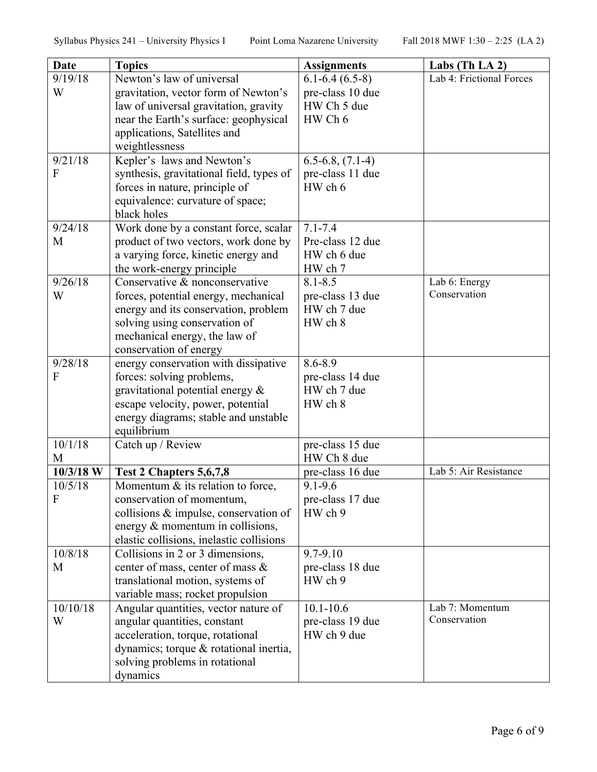| Date | Topics | Assignments | Labs (Th LA 2) |
|---|---|---|---|
| 9/19/18 W | Newton's law of universal gravitation, vector form of Newton's law of universal gravitation, gravity near the Earth's surface: geophysical applications, Satellites and weightlessness | 6.1-6.4 (6.5-8) pre-class 10 due HW Ch 5 due HW Ch 6 | Lab 4: Frictional Forces |
| 9/21/18 F | Kepler's laws and Newton's synthesis, gravitational field, types of forces in nature, principle of equivalence: curvature of space; black holes | 6.5-6.8, (7.1-4) pre-class 11 due HW ch 6 | |
| 9/24/18 M | Work done by a constant force, scalar product of two vectors, work done by a varying force, kinetic energy and the work-energy principle | 7.1-7.4 Pre-class 12 due HW ch 6 due HW ch 7 | |
| 9/26/18 W | Conservative & nonconservative forces, potential energy, mechanical energy and its conservation, problem solving using conservation of mechanical energy, the law of conservation of energy | 8.1-8.5 pre-class 13 due HW ch 7 due HW ch 8 | Lab 6: Energy Conservation |
| 9/28/18 F | energy conservation with dissipative forces: solving problems, gravitational potential energy & escape velocity, power, potential energy diagrams; stable and unstable equilibrium | 8.6-8.9 pre-class 14 due HW ch 7 due HW ch 8 | |
| 10/1/18 M | Catch up / Review | pre-class 15 due HW Ch 8 due | |
| **10/3/18 W** | **Test 2 Chapters 5,6,7,8** | pre-class 16 due | Lab 5: Air Resistance |
| 10/5/18 F | Momentum & its relation to force, conservation of momentum, collisions & impulse, conservation of energy & momentum in collisions, elastic collisions, inelastic collisions | 9.1-9.6 pre-class 17 due HW ch 9 | |
| 10/8/18 M | Collisions in 2 or 3 dimensions, center of mass, center of mass & translational motion, systems of variable mass; rocket propulsion | 9.7-9.10 pre-class 18 due HW ch 9 | |
| 10/10/18 W | Angular quantities, vector nature of angular quantities, constant acceleration, torque, rotational dynamics; torque & rotational inertia, solving problems in rotational dynamics | 10.1-10.6 pre-class 19 due HW ch 9 due | Lab 7: Momentum Conservation |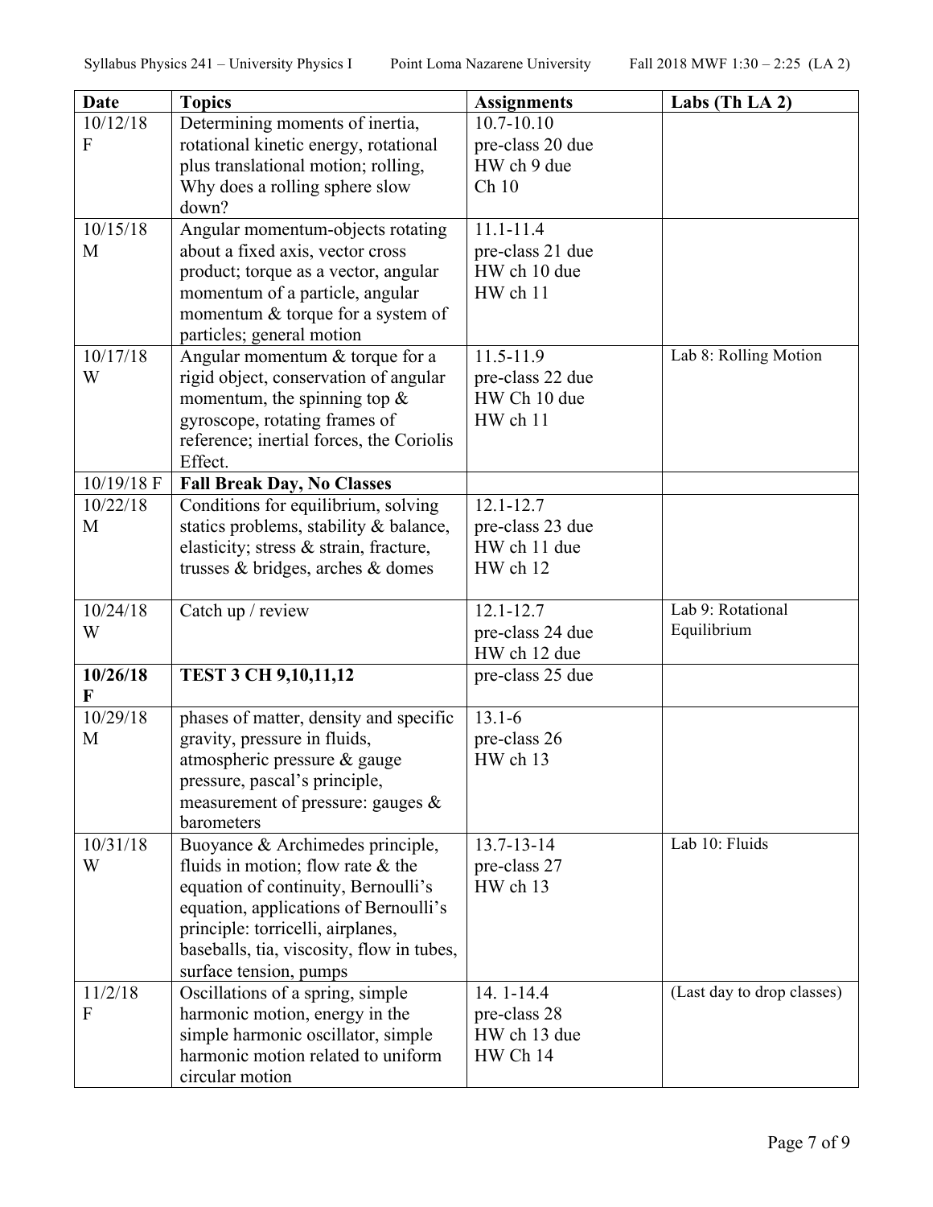| Date | Topics | Assignments | Labs (Th LA 2) |
|---|---|---|---|
| 10/12/18 F | Determining moments of inertia, rotational kinetic energy, rotational plus translational motion; rolling, Why does a rolling sphere slow down? | 10.7-10.10<br>pre-class 20 due<br>HW ch 9 due<br>Ch 10 | |
| 10/15/18 M | Angular momentum-objects rotating about a fixed axis, vector cross product; torque as a vector, angular momentum of a particle, angular momentum & torque for a system of particles; general motion | 11.1-11.4<br>pre-class 21 due<br>HW ch 10 due<br>HW ch 11 | |
| 10/17/18 W | Angular momentum & torque for a rigid object, conservation of angular momentum, the spinning top & gyroscope, rotating frames of reference; inertial forces, the Coriolis Effect. | 11.5-11.9<br>pre-class 22 due<br>HW Ch 10 due<br>HW ch 11 | Lab 8: Rolling Motion |
| 10/19/18 F | **Fall Break Day, No Classes** | | |
| 10/22/18 M | Conditions for equilibrium, solving statics problems, stability & balance, elasticity; stress & strain, fracture, trusses & bridges, arches & domes | 12.1-12.7<br>pre-class 23 due<br>HW ch 11 due<br>HW ch 12 | |
| 10/24/18 W | Catch up / review | 12.1-12.7<br>pre-class 24 due<br>HW ch 12 due | Lab 9: Rotational Equilibrium |
| **10/26/18 F** | **TEST 3 CH 9,10,11,12** | pre-class 25 due | |
| 10/29/18 M | phases of matter, density and specific gravity, pressure in fluids, atmospheric pressure & gauge pressure, pascal's principle, measurement of pressure: gauges & barometers | 13.1-6<br>pre-class 26<br>HW ch 13 | |
| 10/31/18 W | Buoyance & Archimedes principle, fluids in motion; flow rate & the equation of continuity, Bernoulli's equation, applications of Bernoulli's principle: torricelli, airplanes, baseballs, tia, viscosity, flow in tubes, surface tension, pumps | 13.7-13-14<br>pre-class 27<br>HW ch 13 | Lab 10: Fluids |
| 11/2/18 F | Oscillations of a spring, simple harmonic motion, energy in the simple harmonic oscillator, simple harmonic motion related to uniform circular motion | 14. 1-14.4<br>pre-class 28<br>HW ch 13 due<br>HW Ch 14 | (Last day to drop classes) |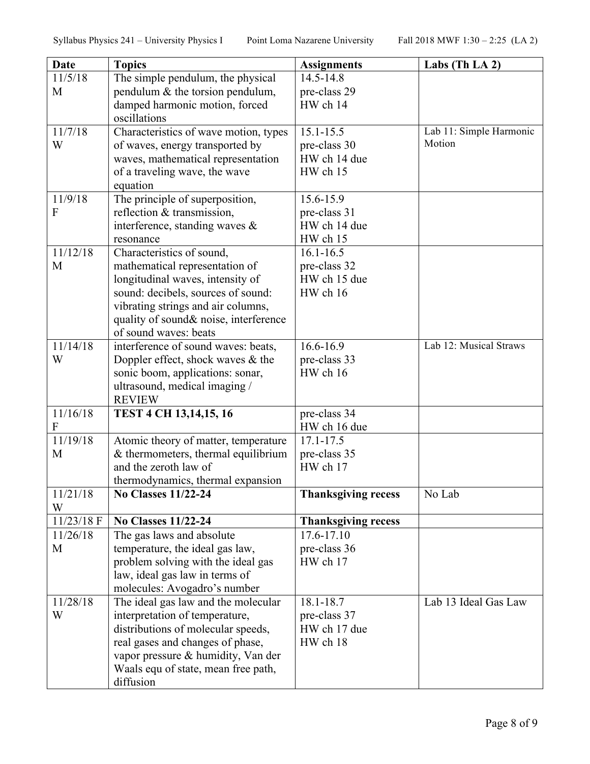| Date | Topics | Assignments | Labs (Th LA 2) |
|---|---|---|---|
| 11/5/18 M | The simple pendulum, the physical pendulum & the torsion pendulum, damped harmonic motion, forced oscillations | 14.5-14.8<br>pre-class 29<br>HW ch 14 | |
| 11/7/18 W | Characteristics of wave motion, types of waves, energy transported by waves, mathematical representation of a traveling wave, the wave equation | 15.1-15.5<br>pre-class 30<br>HW ch 14 due<br>HW ch 15 | Lab 11: Simple Harmonic Motion |
| 11/9/18 F | The principle of superposition, reflection & transmission, interference, standing waves & resonance | 15.6-15.9<br>pre-class 31<br>HW ch 14 due<br>HW ch 15 | |
| 11/12/18 M | Characteristics of sound, mathematical representation of longitudinal waves, intensity of sound: decibels, sources of sound: vibrating strings and air columns, quality of sound& noise, interference of sound waves: beats | 16.1-16.5<br>pre-class 32<br>HW ch 15 due<br>HW ch 16 | |
| 11/14/18 W | interference of sound waves: beats, Doppler effect, shock waves & the sonic boom, applications: sonar, ultrasound, medical imaging / REVIEW | 16.6-16.9<br>pre-class 33<br>HW ch 16 | Lab 12: Musical Straws |
| 11/16/18 F | **TEST 4 CH 13,14,15, 16** | pre-class 34<br>HW ch 16 due | |
| 11/19/18 M | Atomic theory of matter, temperature & thermometers, thermal equilibrium and the zeroth law of thermodynamics, thermal expansion | 17.1-17.5<br>pre-class 35<br>HW ch 17 | |
| 11/21/18 W | **No Classes 11/22-24** | **Thanksgiving recess** | No Lab |
| 11/23/18 F | **No Classes 11/22-24** | **Thanksgiving recess** | |
| 11/26/18 M | The gas laws and absolute temperature, the ideal gas law, problem solving with the ideal gas law, ideal gas law in terms of molecules: Avogadro's number | 17.6-17.10<br>pre-class 36<br>HW ch 17 | |
| 11/28/18 W | The ideal gas law and the molecular interpretation of temperature, distributions of molecular speeds, real gases and changes of phase, vapor pressure & humidity, Van der Waals equ of state, mean free path, diffusion | 18.1-18.7<br>pre-class 37<br>HW ch 17 due<br>HW ch 18 | Lab 13 Ideal Gas Law |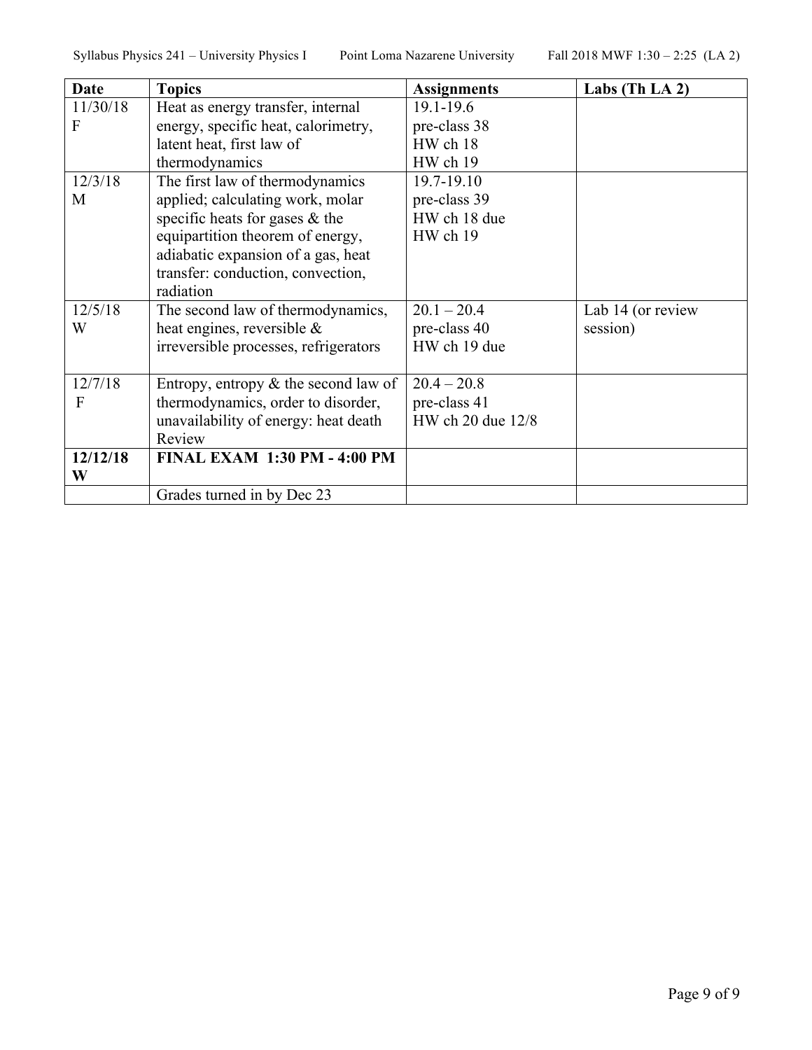| Date | Topics | Assignments | Labs (Th LA 2) |
|---|---|---|---|
| 11/30/18 F | Heat as energy transfer, internal energy, specific heat, calorimetry, latent heat, first law of thermodynamics | 19.1-19.6<br>pre-class 38<br>HW ch 18<br>HW ch 19 | |
| 12/3/18 M | The first law of thermodynamics applied; calculating work, molar specific heats for gases & the equipartition theorem of energy, adiabatic expansion of a gas, heat transfer: conduction, convection, radiation | 19.7-19.10<br>pre-class 39<br>HW ch 18 due<br>HW ch 19 | |
| 12/5/18 W | The second law of thermodynamics, heat engines, reversible & irreversible processes, refrigerators | 20.1 – 20.4<br>pre-class 40<br>HW ch 19 due | Lab 14 (or review session) |
| 12/7/18 F | Entropy, entropy & the second law of thermodynamics, order to disorder, unavailability of energy: heat death<br>Review | 20.4 – 20.8<br>pre-class 41<br>HW ch 20 due 12/8 | |
| **12/12/18 W** | **FINAL EXAM 1:30 PM - 4:00 PM** | | |
| | Grades turned in by Dec 23 | | |